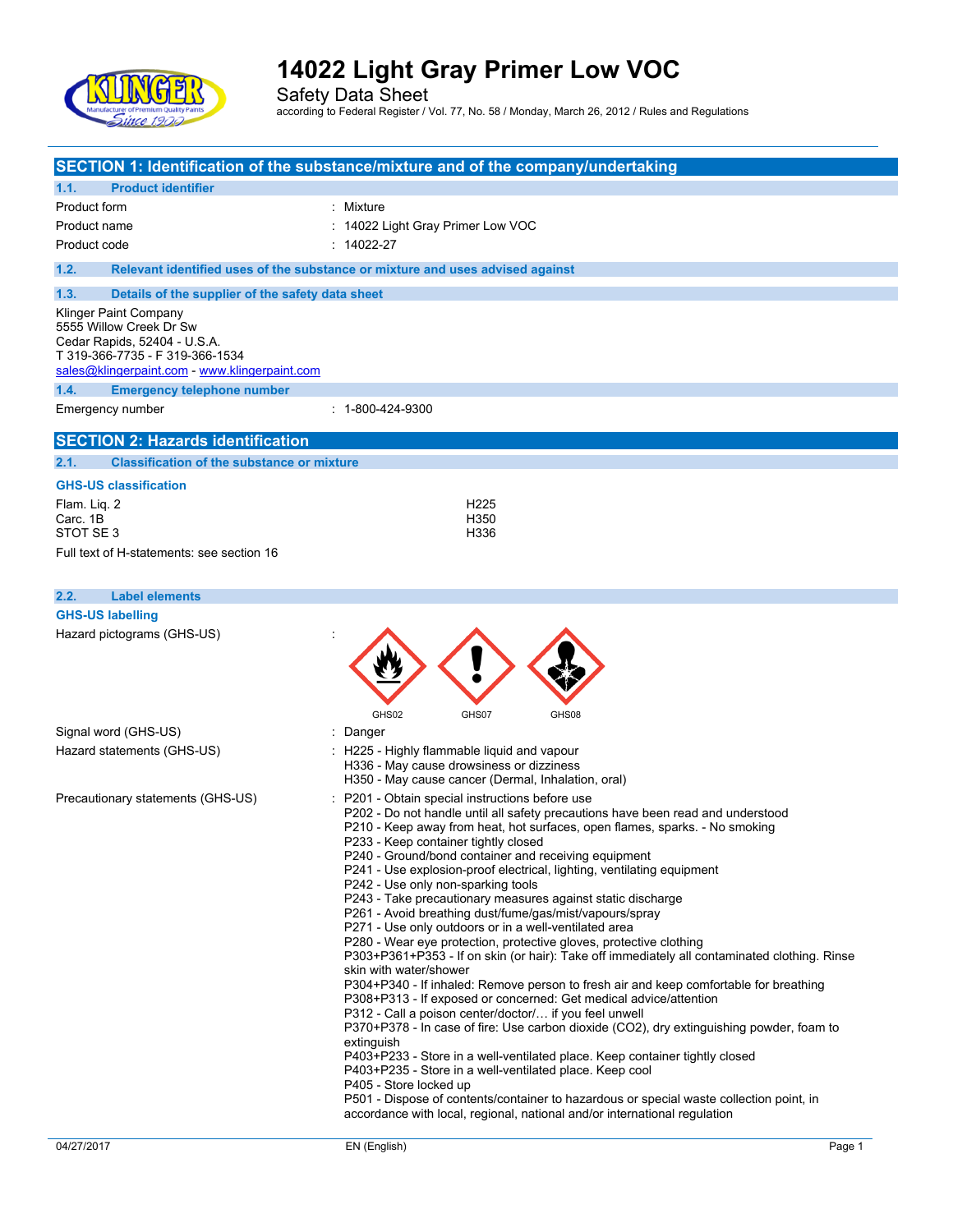# 14022 Light Gray Primer Low VOC

Safety Data Sheet

according to Federal Register / Vol. 77, No. 58 / Monday, March 26, 2012 / Rules and Regulations

## SECTION 1: Identification of the substance/mixture and of the company/undertaking

### 1.1. Product identifier

| | |
|---|---|
| Product form | : Mixture |
| Product name | : 14022 Light Gray Primer Low VOC |
| Product code | : 14022-27 |

### 1.2. Relevant identified uses of the substance or mixture and uses advised against

### 1.3. Details of the supplier of the safety data sheet

Klinger Paint Company
5555 Willow Creek Dr Sw
Cedar Rapids, 52404 - U.S.A.
T 319-366-7735 - F 319-366-1534
sales@klingerpaint.com - www.klingerpaint.com

### 1.4. Emergency telephone number

| | |
|---|---|
| Emergency number | : 1-800-424-9300 |

## SECTION 2: Hazards identification

### 2.1. Classification of the substance or mixture

**GHS-US classification**

| | |
|---|---|
| Flam. Liq. 2 | H225 |
| Carc. 1B | H350 |
| STOT SE 3 | H336 |

Full text of H-statements: see section 16

### 2.2. Label elements

**GHS-US labelling**

Hazard pictograms (GHS-US) :

GHS02 GHS07 GHS08

Signal word (GHS-US) : Danger

Hazard statements (GHS-US) :
H225 - Highly flammable liquid and vapour
H336 - May cause drowsiness or dizziness
H350 - May cause cancer (Dermal, Inhalation, oral)

Precautionary statements (GHS-US) :
P201 - Obtain special instructions before use
P202 - Do not handle until all safety precautions have been read and understood
P210 - Keep away from heat, hot surfaces, open flames, sparks. - No smoking
P233 - Keep container tightly closed
P240 - Ground/bond container and receiving equipment
P241 - Use explosion-proof electrical, lighting, ventilating equipment
P242 - Use only non-sparking tools
P243 - Take precautionary measures against static discharge
P261 - Avoid breathing dust/fume/gas/mist/vapours/spray
P271 - Use only outdoors or in a well-ventilated area
P280 - Wear eye protection, protective gloves, protective clothing
P303+P361+P353 - If on skin (or hair): Take off immediately all contaminated clothing. Rinse skin with water/shower
P304+P340 - If inhaled: Remove person to fresh air and keep comfortable for breathing
P308+P313 - If exposed or concerned: Get medical advice/attention
P312 - Call a poison center/doctor/… if you feel unwell
P370+P378 - In case of fire: Use carbon dioxide (CO2), dry extinguishing powder, foam to extinguish
P403+P233 - Store in a well-ventilated place. Keep container tightly closed
P403+P235 - Store in a well-ventilated place. Keep cool
P405 - Store locked up
P501 - Dispose of contents/container to hazardous or special waste collection point, in accordance with local, regional, national and/or international regulation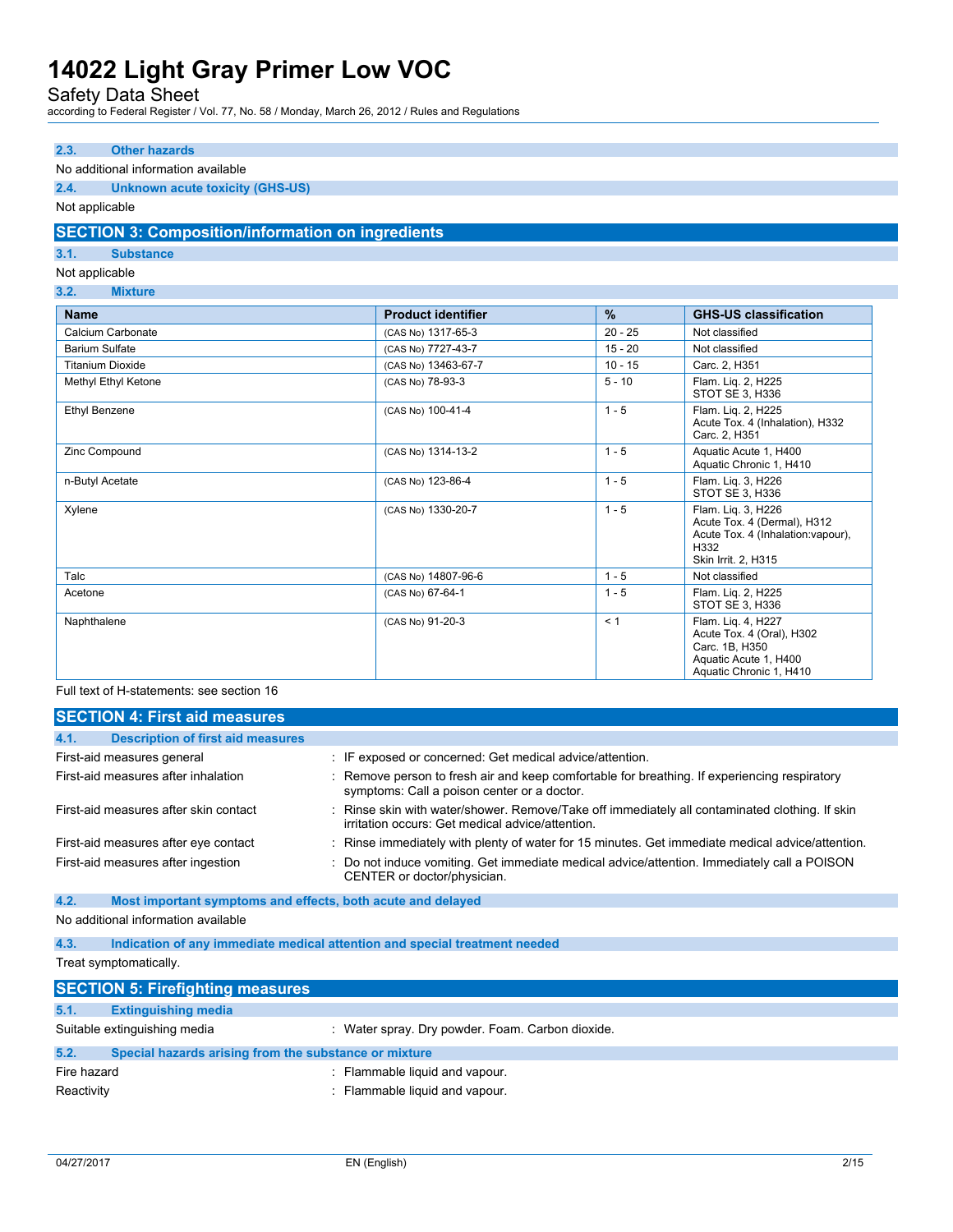### 2.3. Other hazards

No additional information available

### 2.4. Unknown acute toxicity (GHS-US)

Not applicable

## SECTION 3: Composition/information on ingredients

### 3.1. Substance

Not applicable

### 3.2. Mixture

| Name | Product identifier | % | GHS-US classification |
|---|---|---|---|
| Calcium Carbonate | (CAS No) 1317-65-3 | 20 - 25 | Not classified |
| Barium Sulfate | (CAS No) 7727-43-7 | 15 - 20 | Not classified |
| Titanium Dioxide | (CAS No) 13463-67-7 | 10 - 15 | Carc. 2, H351 |
| Methyl Ethyl Ketone | (CAS No) 78-93-3 | 5 - 10 | Flam. Liq. 2, H225<br>STOT SE 3, H336 |
| Ethyl Benzene | (CAS No) 100-41-4 | 1 - 5 | Flam. Liq. 2, H225<br>Acute Tox. 4 (Inhalation), H332<br>Carc. 2, H351 |
| Zinc Compound | (CAS No) 1314-13-2 | 1 - 5 | Aquatic Acute 1, H400<br>Aquatic Chronic 1, H410 |
| n-Butyl Acetate | (CAS No) 123-86-4 | 1 - 5 | Flam. Liq. 3, H226<br>STOT SE 3, H336 |
| Xylene | (CAS No) 1330-20-7 | 1 - 5 | Flam. Liq. 3, H226<br>Acute Tox. 4 (Dermal), H312<br>Acute Tox. 4 (Inhalation:vapour), H332<br>Skin Irrit. 2, H315 |
| Talc | (CAS No) 14807-96-6 | 1 - 5 | Not classified |
| Acetone | (CAS No) 67-64-1 | 1 - 5 | Flam. Liq. 2, H225<br>STOT SE 3, H336 |
| Naphthalene | (CAS No) 91-20-3 | < 1 | Flam. Liq. 4, H227<br>Acute Tox. 4 (Oral), H302<br>Carc. 1B, H350<br>Aquatic Acute 1, H400<br>Aquatic Chronic 1, H410 |

Full text of H-statements: see section 16

## SECTION 4: First aid measures

### 4.1. Description of first aid measures

First-aid measures general : IF exposed or concerned: Get medical advice/attention.

First-aid measures after inhalation : Remove person to fresh air and keep comfortable for breathing. If experiencing respiratory symptoms: Call a poison center or a doctor.

First-aid measures after skin contact : Rinse skin with water/shower. Remove/Take off immediately all contaminated clothing. If skin irritation occurs: Get medical advice/attention.

First-aid measures after eye contact : Rinse immediately with plenty of water for 15 minutes. Get immediate medical advice/attention.

First-aid measures after ingestion : Do not induce vomiting. Get immediate medical advice/attention. Immediately call a POISON CENTER or doctor/physician.

### 4.2. Most important symptoms and effects, both acute and delayed

No additional information available

### 4.3. Indication of any immediate medical attention and special treatment needed

Treat symptomatically.

## SECTION 5: Firefighting measures

### 5.1. Extinguishing media

Suitable extinguishing media : Water spray. Dry powder. Foam. Carbon dioxide.

### 5.2. Special hazards arising from the substance or mixture

Fire hazard : Flammable liquid and vapour.

Reactivity : Flammable liquid and vapour.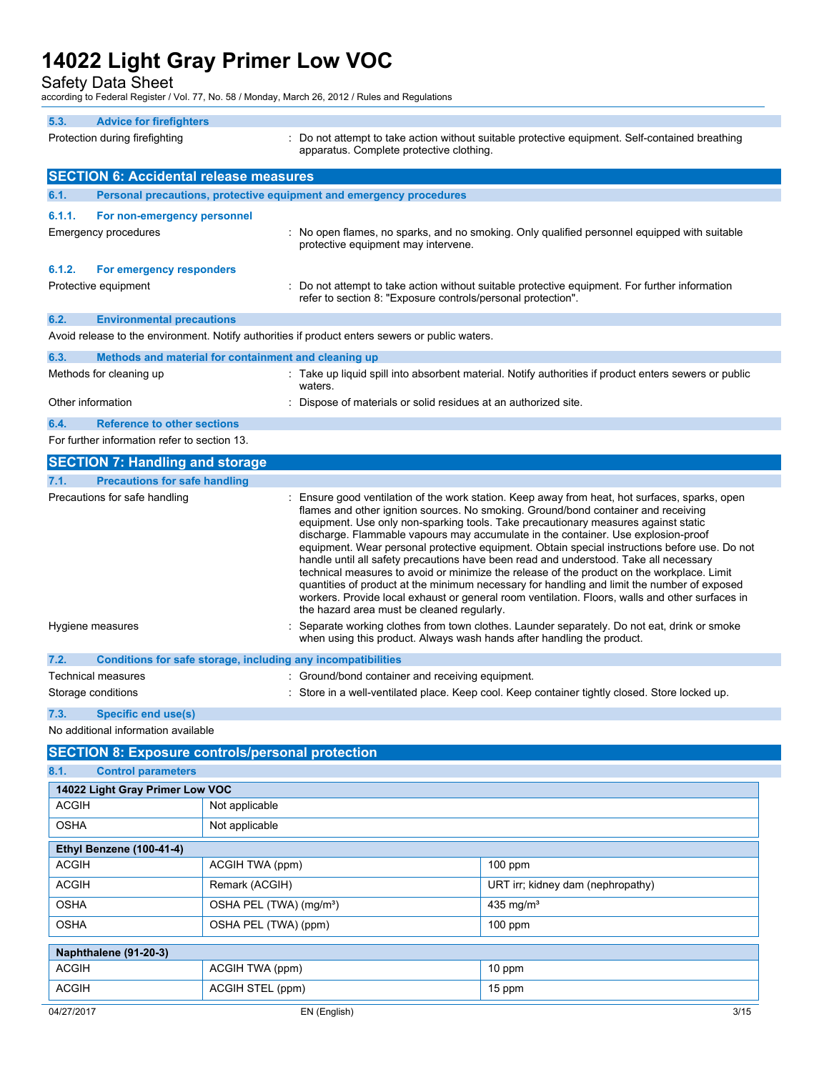### 5.3. Advice for firefighters

Protection during firefighting : Do not attempt to take action without suitable protective equipment. Self-contained breathing apparatus. Complete protective clothing.

## SECTION 6: Accidental release measures

### 6.1. Personal precautions, protective equipment and emergency procedures

#### 6.1.1. For non-emergency personnel

Emergency procedures : No open flames, no sparks, and no smoking. Only qualified personnel equipped with suitable protective equipment may intervene.

#### 6.1.2. For emergency responders

Protective equipment : Do not attempt to take action without suitable protective equipment. For further information refer to section 8: "Exposure controls/personal protection".

### 6.2. Environmental precautions

Avoid release to the environment. Notify authorities if product enters sewers or public waters.

### 6.3. Methods and material for containment and cleaning up

Methods for cleaning up : Take up liquid spill into absorbent material. Notify authorities if product enters sewers or public waters.

Other information : Dispose of materials or solid residues at an authorized site.

### 6.4. Reference to other sections

For further information refer to section 13.

## SECTION 7: Handling and storage

### 7.1. Precautions for safe handling

Precautions for safe handling : Ensure good ventilation of the work station. Keep away from heat, hot surfaces, sparks, open flames and other ignition sources. No smoking. Ground/bond container and receiving equipment. Use only non-sparking tools. Take precautionary measures against static discharge. Flammable vapours may accumulate in the container. Use explosion-proof equipment. Wear personal protective equipment. Obtain special instructions before use. Do not handle until all safety precautions have been read and understood. Take all necessary technical measures to avoid or minimize the release of the product on the workplace. Limit quantities of product at the minimum necessary for handling and limit the number of exposed workers. Provide local exhaust or general room ventilation. Floors, walls and other surfaces in the hazard area must be cleaned regularly.

Hygiene measures : Separate working clothes from town clothes. Launder separately. Do not eat, drink or smoke when using this product. Always wash hands after handling the product.

### 7.2. Conditions for safe storage, including any incompatibilities

Technical measures : Ground/bond container and receiving equipment.

Storage conditions : Store in a well-ventilated place. Keep cool. Keep container tightly closed. Store locked up.

### 7.3. Specific end use(s)

No additional information available

## SECTION 8: Exposure controls/personal protection

### 8.1. Control parameters

| 14022 Light Gray Primer Low VOC | |
|---|---|
| ACGIH | Not applicable |
| OSHA | Not applicable |

| Ethyl Benzene (100-41-4) | | |
|---|---|---|
| ACGIH | ACGIH TWA (ppm) | 100 ppm |
| ACGIH | Remark (ACGIH) | URT irr; kidney dam (nephropathy) |
| OSHA | OSHA PEL (TWA) (mg/m³) | 435 mg/m³ |
| OSHA | OSHA PEL (TWA) (ppm) | 100 ppm |

| Naphthalene (91-20-3) | | |
|---|---|---|
| ACGIH | ACGIH TWA (ppm) | 10 ppm |
| ACGIH | ACGIH STEL (ppm) | 15 ppm |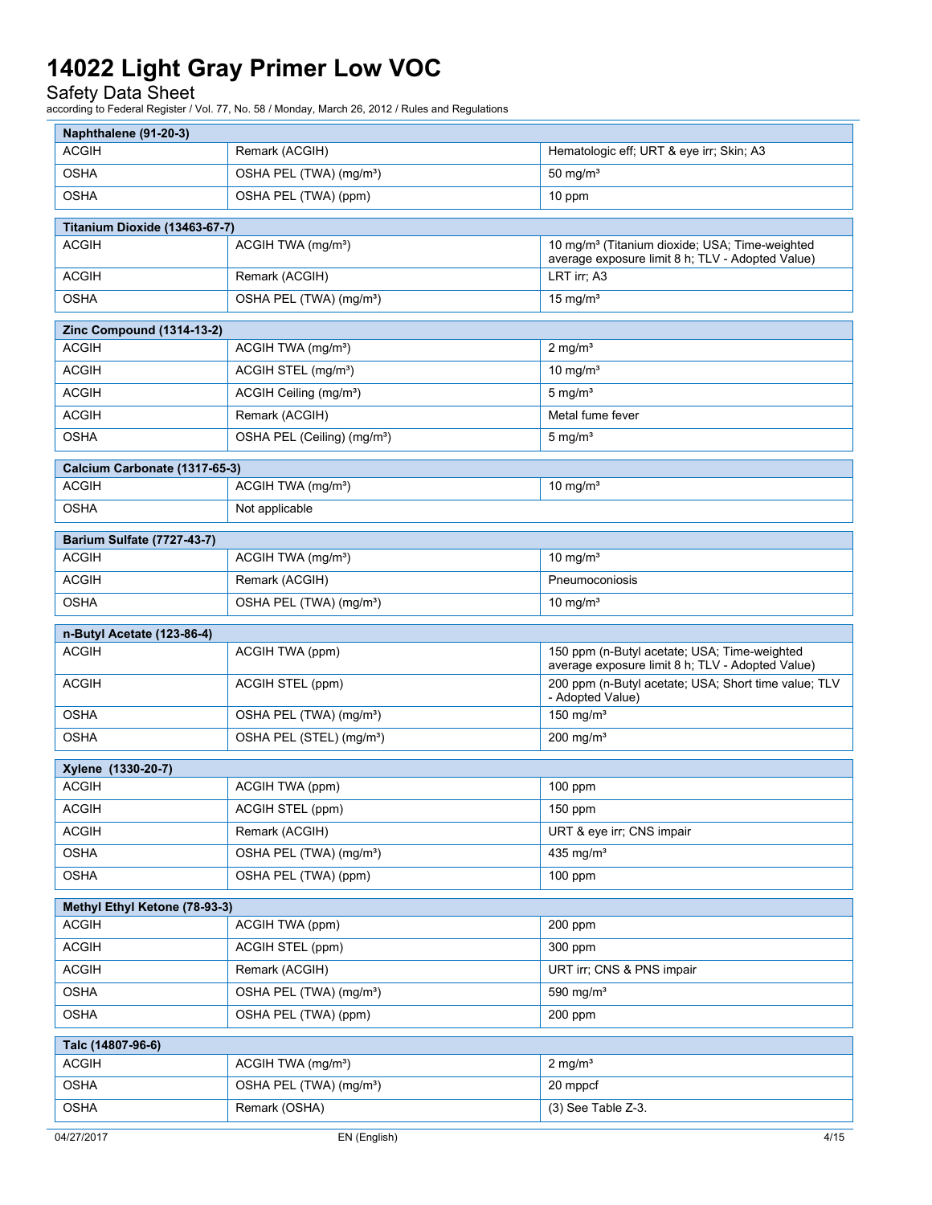| Naphthalene (91-20-3) | | |
|---|---|---|
| ACGIH | Remark (ACGIH) | Hematologic eff; URT & eye irr; Skin; A3 |
| OSHA | OSHA PEL (TWA) (mg/m³) | 50 mg/m³ |
| OSHA | OSHA PEL (TWA) (ppm) | 10 ppm |

| Titanium Dioxide (13463-67-7) | | |
|---|---|---|
| ACGIH | ACGIH TWA (mg/m³) | 10 mg/m³ (Titanium dioxide; USA; Time-weighted average exposure limit 8 h; TLV - Adopted Value) |
| ACGIH | Remark (ACGIH) | LRT irr; A3 |
| OSHA | OSHA PEL (TWA) (mg/m³) | 15 mg/m³ |

| Zinc Compound (1314-13-2) | | |
|---|---|---|
| ACGIH | ACGIH TWA (mg/m³) | 2 mg/m³ |
| ACGIH | ACGIH STEL (mg/m³) | 10 mg/m³ |
| ACGIH | ACGIH Ceiling (mg/m³) | 5 mg/m³ |
| ACGIH | Remark (ACGIH) | Metal fume fever |
| OSHA | OSHA PEL (Ceiling) (mg/m³) | 5 mg/m³ |

| Calcium Carbonate (1317-65-3) | | |
|---|---|---|
| ACGIH | ACGIH TWA (mg/m³) | 10 mg/m³ |
| OSHA | Not applicable | |

| Barium Sulfate (7727-43-7) | | |
|---|---|---|
| ACGIH | ACGIH TWA (mg/m³) | 10 mg/m³ |
| ACGIH | Remark (ACGIH) | Pneumoconiosis |
| OSHA | OSHA PEL (TWA) (mg/m³) | 10 mg/m³ |

| n-Butyl Acetate (123-86-4) | | |
|---|---|---|
| ACGIH | ACGIH TWA (ppm) | 150 ppm (n-Butyl acetate; USA; Time-weighted average exposure limit 8 h; TLV - Adopted Value) |
| ACGIH | ACGIH STEL (ppm) | 200 ppm (n-Butyl acetate; USA; Short time value; TLV - Adopted Value) |
| OSHA | OSHA PEL (TWA) (mg/m³) | 150 mg/m³ |
| OSHA | OSHA PEL (STEL) (mg/m³) | 200 mg/m³ |

| Xylene (1330-20-7) | | |
|---|---|---|
| ACGIH | ACGIH TWA (ppm) | 100 ppm |
| ACGIH | ACGIH STEL (ppm) | 150 ppm |
| ACGIH | Remark (ACGIH) | URT & eye irr; CNS impair |
| OSHA | OSHA PEL (TWA) (mg/m³) | 435 mg/m³ |
| OSHA | OSHA PEL (TWA) (ppm) | 100 ppm |

| Methyl Ethyl Ketone (78-93-3) | | |
|---|---|---|
| ACGIH | ACGIH TWA (ppm) | 200 ppm |
| ACGIH | ACGIH STEL (ppm) | 300 ppm |
| ACGIH | Remark (ACGIH) | URT irr; CNS & PNS impair |
| OSHA | OSHA PEL (TWA) (mg/m³) | 590 mg/m³ |
| OSHA | OSHA PEL (TWA) (ppm) | 200 ppm |

| Talc (14807-96-6) | | |
|---|---|---|
| ACGIH | ACGIH TWA (mg/m³) | 2 mg/m³ |
| OSHA | OSHA PEL (TWA) (mg/m³) | 20 mppcf |
| OSHA | Remark (OSHA) | (3) See Table Z-3. |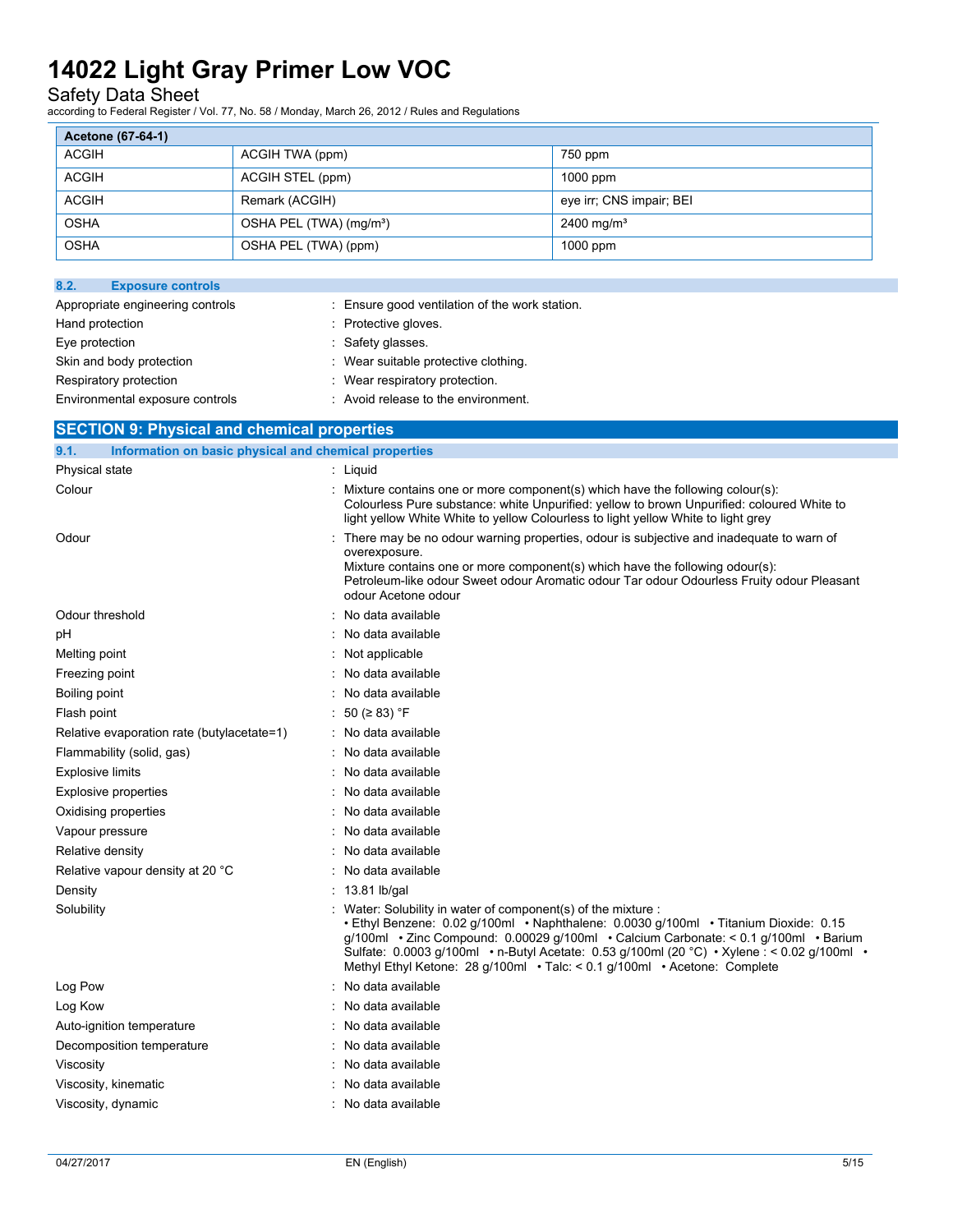| Acetone (67-64-1) | | |
|---|---|---|
| ACGIH | ACGIH TWA (ppm) | 750 ppm |
| ACGIH | ACGIH STEL (ppm) | 1000 ppm |
| ACGIH | Remark (ACGIH) | eye irr; CNS impair; BEI |
| OSHA | OSHA PEL (TWA) (mg/m³) | 2400 mg/m³ |
| OSHA | OSHA PEL (TWA) (ppm) | 1000 ppm |

### 8.2. Exposure controls

Appropriate engineering controls : Ensure good ventilation of the work station.

Hand protection : Protective gloves.

Eye protection : Safety glasses.

Skin and body protection : Wear suitable protective clothing.

Respiratory protection : Wear respiratory protection.

Environmental exposure controls : Avoid release to the environment.

## SECTION 9: Physical and chemical properties

### 9.1. Information on basic physical and chemical properties

Physical state : Liquid

Colour : Mixture contains one or more component(s) which have the following colour(s): Colourless Pure substance: white Unpurified: yellow to brown Unpurified: coloured White to light yellow White White to yellow Colourless to light yellow White to light grey

Odour : There may be no odour warning properties, odour is subjective and inadequate to warn of overexposure.
Mixture contains one or more component(s) which have the following odour(s): Petroleum-like odour Sweet odour Aromatic odour Tar odour Odourless Fruity odour Pleasant odour Acetone odour

Odour threshold : No data available

pH : No data available

Melting point : Not applicable

Freezing point : No data available

Boiling point : No data available

Flash point : 50 (≥ 83) °F

Relative evaporation rate (butylacetate=1) : No data available

Flammability (solid, gas) : No data available

Explosive limits : No data available

Explosive properties : No data available

Oxidising properties : No data available

Vapour pressure : No data available

Relative density : No data available

Relative vapour density at 20 °C : No data available

Density : 13.81 lb/gal

Solubility : Water: Solubility in water of component(s) of the mixture : • Ethyl Benzene: 0.02 g/100ml • Naphthalene: 0.0030 g/100ml • Titanium Dioxide: 0.15 g/100ml • Zinc Compound: 0.00029 g/100ml • Calcium Carbonate: < 0.1 g/100ml • Barium Sulfate: 0.0003 g/100ml • n-Butyl Acetate: 0.53 g/100ml (20 °C) • Xylene : < 0.02 g/100ml • Methyl Ethyl Ketone: 28 g/100ml • Talc: < 0.1 g/100ml • Acetone: Complete

Log Pow : No data available

Log Kow : No data available

Auto-ignition temperature : No data available

Decomposition temperature : No data available

Viscosity : No data available

Viscosity, kinematic : No data available

Viscosity, dynamic : No data available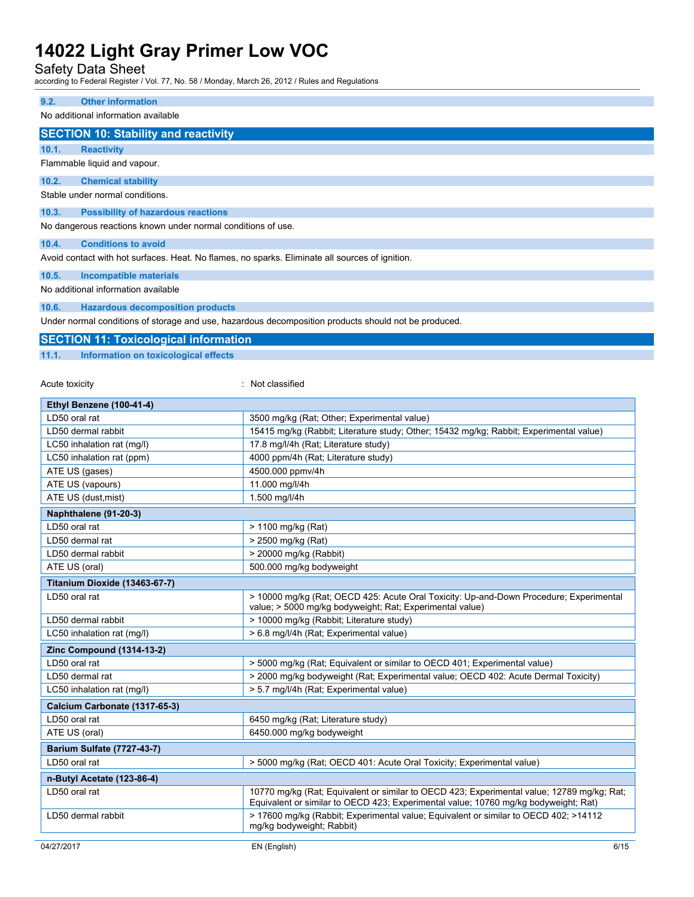### 9.2. Other information

No additional information available

## SECTION 10: Stability and reactivity

### 10.1. Reactivity

Flammable liquid and vapour.

### 10.2. Chemical stability

Stable under normal conditions.

### 10.3. Possibility of hazardous reactions

No dangerous reactions known under normal conditions of use.

### 10.4. Conditions to avoid

Avoid contact with hot surfaces. Heat. No flames, no sparks. Eliminate all sources of ignition.

### 10.5. Incompatible materials

No additional information available

### 10.6. Hazardous decomposition products

Under normal conditions of storage and use, hazardous decomposition products should not be produced.

## SECTION 11: Toxicological information

### 11.1. Information on toxicological effects

Acute toxicity : Not classified

| **Ethyl Benzene (100-41-4)** | |
|---|---|
| LD50 oral rat | 3500 mg/kg (Rat; Other; Experimental value) |
| LD50 dermal rabbit | 15415 mg/kg (Rabbit; Literature study; Other; 15432 mg/kg; Rabbit; Experimental value) |
| LC50 inhalation rat (mg/l) | 17.8 mg/l/4h (Rat; Literature study) |
| LC50 inhalation rat (ppm) | 4000 ppm/4h (Rat; Literature study) |
| ATE US (gases) | 4500.000 ppmv/4h |
| ATE US (vapours) | 11.000 mg/l/4h |
| ATE US (dust,mist) | 1.500 mg/l/4h |

| **Naphthalene (91-20-3)** | |
|---|---|
| LD50 oral rat | > 1100 mg/kg (Rat) |
| LD50 dermal rat | > 2500 mg/kg (Rat) |
| LD50 dermal rabbit | > 20000 mg/kg (Rabbit) |
| ATE US (oral) | 500.000 mg/kg bodyweight |

| **Titanium Dioxide (13463-67-7)** | |
|---|---|
| LD50 oral rat | > 10000 mg/kg (Rat; OECD 425: Acute Oral Toxicity: Up-and-Down Procedure; Experimental value; > 5000 mg/kg bodyweight; Rat; Experimental value) |
| LD50 dermal rabbit | > 10000 mg/kg (Rabbit; Literature study) |
| LC50 inhalation rat (mg/l) | > 6.8 mg/l/4h (Rat; Experimental value) |

| **Zinc Compound (1314-13-2)** | |
|---|---|
| LD50 oral rat | > 5000 mg/kg (Rat; Equivalent or similar to OECD 401; Experimental value) |
| LD50 dermal rat | > 2000 mg/kg bodyweight (Rat; Experimental value; OECD 402: Acute Dermal Toxicity) |
| LC50 inhalation rat (mg/l) | > 5.7 mg/l/4h (Rat; Experimental value) |

| **Calcium Carbonate (1317-65-3)** | |
|---|---|
| LD50 oral rat | 6450 mg/kg (Rat; Literature study) |
| ATE US (oral) | 6450.000 mg/kg bodyweight |

| **Barium Sulfate (7727-43-7)** | |
|---|---|
| LD50 oral rat | > 5000 mg/kg (Rat; OECD 401: Acute Oral Toxicity; Experimental value) |

| **n-Butyl Acetate (123-86-4)** | |
|---|---|
| LD50 oral rat | 10770 mg/kg (Rat; Equivalent or similar to OECD 423; Experimental value; 12789 mg/kg; Rat; Equivalent or similar to OECD 423; Experimental value; 10760 mg/kg bodyweight; Rat) |
| LD50 dermal rabbit | > 17600 mg/kg (Rabbit; Experimental value; Equivalent or similar to OECD 402; >14112 mg/kg bodyweight; Rabbit) |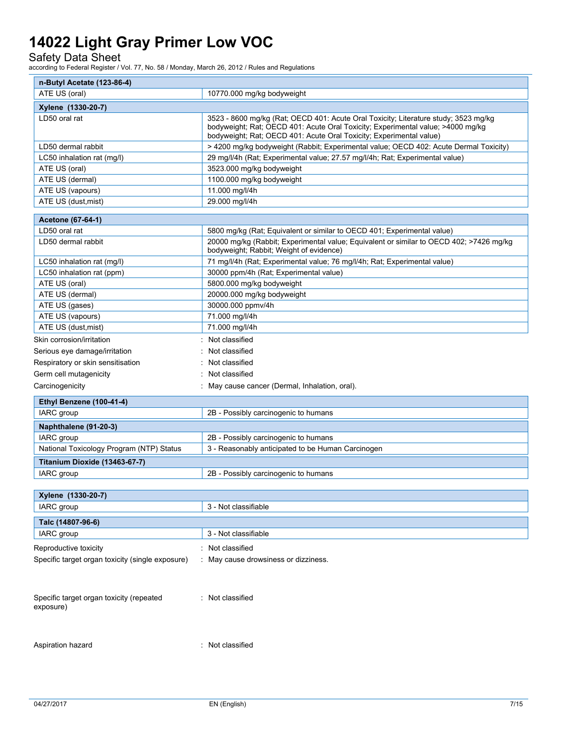| n-Butyl Acetate (123-86-4) | |
|---|---|
| ATE US (oral) | 10770.000 mg/kg bodyweight |

| Xylene (1330-20-7) | |
|---|---|
| LD50 oral rat | 3523 - 8600 mg/kg (Rat; OECD 401: Acute Oral Toxicity; Literature study; 3523 mg/kg bodyweight; Rat; OECD 401: Acute Oral Toxicity; Experimental value; >4000 mg/kg bodyweight; Rat; OECD 401: Acute Oral Toxicity; Experimental value) |
| LD50 dermal rabbit | > 4200 mg/kg bodyweight (Rabbit; Experimental value; OECD 402: Acute Dermal Toxicity) |
| LC50 inhalation rat (mg/l) | 29 mg/l/4h (Rat; Experimental value; 27.57 mg/l/4h; Rat; Experimental value) |
| ATE US (oral) | 3523.000 mg/kg bodyweight |
| ATE US (dermal) | 1100.000 mg/kg bodyweight |
| ATE US (vapours) | 11.000 mg/l/4h |
| ATE US (dust,mist) | 29.000 mg/l/4h |

| Acetone (67-64-1) | |
|---|---|
| LD50 oral rat | 5800 mg/kg (Rat; Equivalent or similar to OECD 401; Experimental value) |
| LD50 dermal rabbit | 20000 mg/kg (Rabbit; Experimental value; Equivalent or similar to OECD 402; >7426 mg/kg bodyweight; Rabbit; Weight of evidence) |
| LC50 inhalation rat (mg/l) | 71 mg/l/4h (Rat; Experimental value; 76 mg/l/4h; Rat; Experimental value) |
| LC50 inhalation rat (ppm) | 30000 ppm/4h (Rat; Experimental value) |
| ATE US (oral) | 5800.000 mg/kg bodyweight |
| ATE US (dermal) | 20000.000 mg/kg bodyweight |
| ATE US (gases) | 30000.000 ppmv/4h |
| ATE US (vapours) | 71.000 mg/l/4h |
| ATE US (dust,mist) | 71.000 mg/l/4h |

Skin corrosion/irritation : Not classified

Serious eye damage/irritation : Not classified

Respiratory or skin sensitisation : Not classified

Germ cell mutagenicity : Not classified

Carcinogenicity : May cause cancer (Dermal, Inhalation, oral).

| Ethyl Benzene (100-41-4) | |
|---|---|
| IARC group | 2B - Possibly carcinogenic to humans |

| Naphthalene (91-20-3) | |
|---|---|
| IARC group | 2B - Possibly carcinogenic to humans |
| National Toxicology Program (NTP) Status | 3 - Reasonably anticipated to be Human Carcinogen |

| Titanium Dioxide (13463-67-7) | |
|---|---|
| IARC group | 2B - Possibly carcinogenic to humans |

| Xylene (1330-20-7) | |
|---|---|
| IARC group | 3 - Not classifiable |

| Talc (14807-96-6) | |
|---|---|
| IARC group | 3 - Not classifiable |

Reproductive toxicity : Not classified

Specific target organ toxicity (single exposure) : May cause drowsiness or dizziness.

Specific target organ toxicity (repeated exposure) : Not classified

Aspiration hazard : Not classified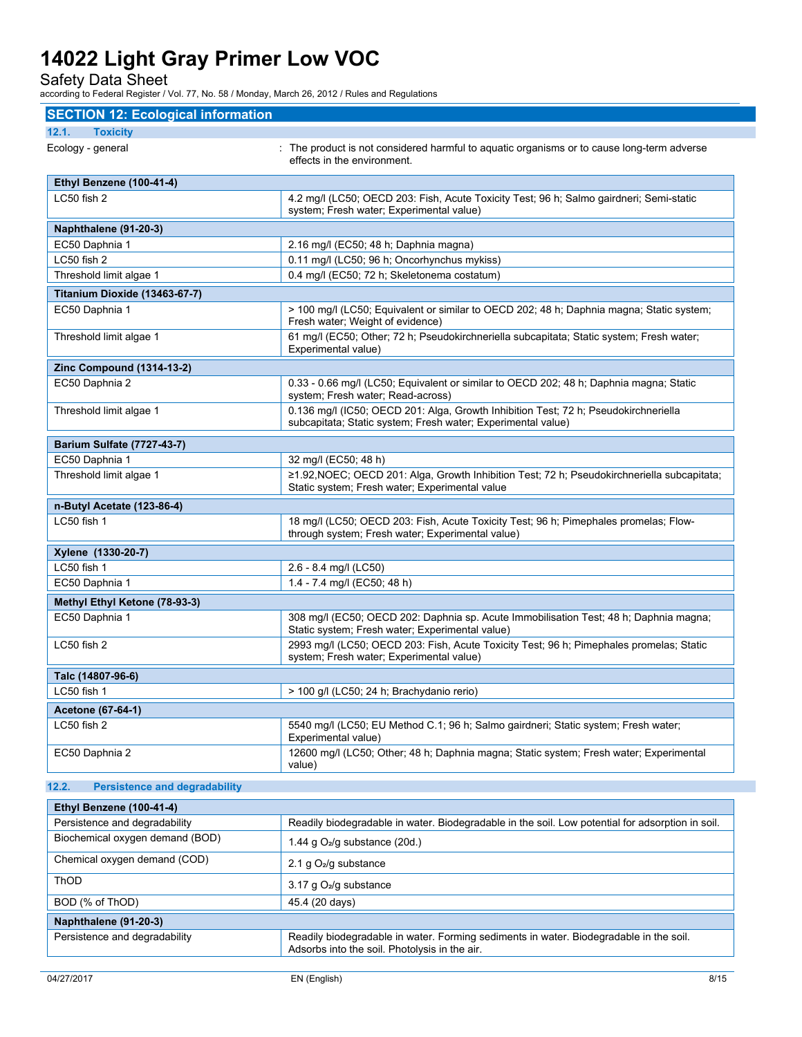## SECTION 12: Ecological information

### 12.1. Toxicity

Ecology - general : The product is not considered harmful to aquatic organisms or to cause long-term adverse effects in the environment.

| **Ethyl Benzene (100-41-4)** | |
|---|---|
| LC50 fish 2 | 4.2 mg/l (LC50; OECD 203: Fish, Acute Toxicity Test; 96 h; Salmo gairdneri; Semi-static system; Fresh water; Experimental value) |
| **Naphthalene (91-20-3)** | |
| EC50 Daphnia 1 | 2.16 mg/l (EC50; 48 h; Daphnia magna) |
| LC50 fish 2 | 0.11 mg/l (LC50; 96 h; Oncorhynchus mykiss) |
| Threshold limit algae 1 | 0.4 mg/l (EC50; 72 h; Skeletonema costatum) |
| **Titanium Dioxide (13463-67-7)** | |
| EC50 Daphnia 1 | > 100 mg/l (LC50; Equivalent or similar to OECD 202; 48 h; Daphnia magna; Static system; Fresh water; Weight of evidence) |
| Threshold limit algae 1 | 61 mg/l (EC50; Other; 72 h; Pseudokirchneriella subcapitata; Static system; Fresh water; Experimental value) |
| **Zinc Compound (1314-13-2)** | |
| EC50 Daphnia 2 | 0.33 - 0.66 mg/l (LC50; Equivalent or similar to OECD 202; 48 h; Daphnia magna; Static system; Fresh water; Read-across) |
| Threshold limit algae 1 | 0.136 mg/l (IC50; OECD 201: Alga, Growth Inhibition Test; 72 h; Pseudokirchneriella subcapitata; Static system; Fresh water; Experimental value) |
| **Barium Sulfate (7727-43-7)** | |
| EC50 Daphnia 1 | 32 mg/l (EC50; 48 h) |
| Threshold limit algae 1 | ≥1.92,NOEC; OECD 201: Alga, Growth Inhibition Test; 72 h; Pseudokirchneriella subcapitata; Static system; Fresh water; Experimental value |
| **n-Butyl Acetate (123-86-4)** | |
| LC50 fish 1 | 18 mg/l (LC50; OECD 203: Fish, Acute Toxicity Test; 96 h; Pimephales promelas; Flow-through system; Fresh water; Experimental value) |
| **Xylene (1330-20-7)** | |
| LC50 fish 1 | 2.6 - 8.4 mg/l (LC50) |
| EC50 Daphnia 1 | 1.4 - 7.4 mg/l (EC50; 48 h) |
| **Methyl Ethyl Ketone (78-93-3)** | |
| EC50 Daphnia 1 | 308 mg/l (EC50; OECD 202: Daphnia sp. Acute Immobilisation Test; 48 h; Daphnia magna; Static system; Fresh water; Experimental value) |
| LC50 fish 2 | 2993 mg/l (LC50; OECD 203: Fish, Acute Toxicity Test; 96 h; Pimephales promelas; Static system; Fresh water; Experimental value) |
| **Talc (14807-96-6)** | |
| LC50 fish 1 | > 100 g/l (LC50; 24 h; Brachydanio rerio) |
| **Acetone (67-64-1)** | |
| LC50 fish 2 | 5540 mg/l (LC50; EU Method C.1; 96 h; Salmo gairdneri; Static system; Fresh water; Experimental value) |
| EC50 Daphnia 2 | 12600 mg/l (LC50; Other; 48 h; Daphnia magna; Static system; Fresh water; Experimental value) |

### 12.2. Persistence and degradability

| **Ethyl Benzene (100-41-4)** | |
|---|---|
| Persistence and degradability | Readily biodegradable in water. Biodegradable in the soil. Low potential for adsorption in soil. |
| Biochemical oxygen demand (BOD) | 1.44 g $O_2$/g substance (20d.) |
| Chemical oxygen demand (COD) | 2.1 g $O_2$/g substance |
| ThOD | 3.17 g $O_2$/g substance |
| BOD (% of ThOD) | 45.4 (20 days) |
| **Naphthalene (91-20-3)** | |
| Persistence and degradability | Readily biodegradable in water. Forming sediments in water. Biodegradable in the soil. Adsorbs into the soil. Photolysis in the air. |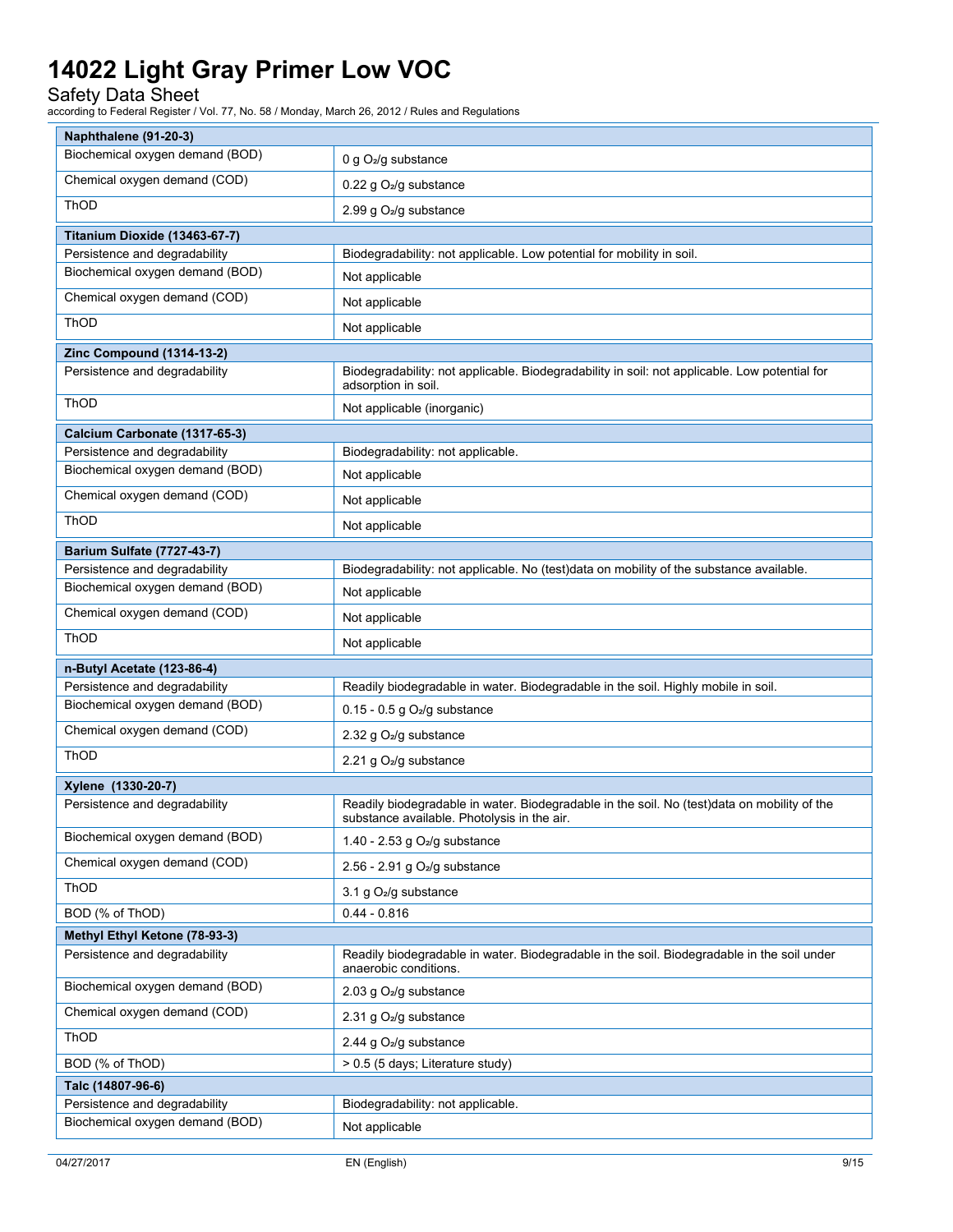| Naphthalene (91-20-3) | |
|---|---|
| Biochemical oxygen demand (BOD) | 0 g $O_2$/g substance |
| Chemical oxygen demand (COD) | 0.22 g $O_2$/g substance |
| ThOD | 2.99 g $O_2$/g substance |

| Titanium Dioxide (13463-67-7) | |
|---|---|
| Persistence and degradability | Biodegradability: not applicable. Low potential for mobility in soil. |
| Biochemical oxygen demand (BOD) | Not applicable |
| Chemical oxygen demand (COD) | Not applicable |
| ThOD | Not applicable |

| Zinc Compound (1314-13-2) | |
|---|---|
| Persistence and degradability | Biodegradability: not applicable. Biodegradability in soil: not applicable. Low potential for adsorption in soil. |
| ThOD | Not applicable (inorganic) |

| Calcium Carbonate (1317-65-3) | |
|---|---|
| Persistence and degradability | Biodegradability: not applicable. |
| Biochemical oxygen demand (BOD) | Not applicable |
| Chemical oxygen demand (COD) | Not applicable |
| ThOD | Not applicable |

| Barium Sulfate (7727-43-7) | |
|---|---|
| Persistence and degradability | Biodegradability: not applicable. No (test)data on mobility of the substance available. |
| Biochemical oxygen demand (BOD) | Not applicable |
| Chemical oxygen demand (COD) | Not applicable |
| ThOD | Not applicable |

| n-Butyl Acetate (123-86-4) | |
|---|---|
| Persistence and degradability | Readily biodegradable in water. Biodegradable in the soil. Highly mobile in soil. |
| Biochemical oxygen demand (BOD) | 0.15 - 0.5 g $O_2$/g substance |
| Chemical oxygen demand (COD) | 2.32 g $O_2$/g substance |
| ThOD | 2.21 g $O_2$/g substance |

| Xylene (1330-20-7) | |
|---|---|
| Persistence and degradability | Readily biodegradable in water. Biodegradable in the soil. No (test)data on mobility of the substance available. Photolysis in the air. |
| Biochemical oxygen demand (BOD) | 1.40 - 2.53 g $O_2$/g substance |
| Chemical oxygen demand (COD) | 2.56 - 2.91 g $O_2$/g substance |
| ThOD | 3.1 g $O_2$/g substance |
| BOD (% of ThOD) | 0.44 - 0.816 |

| Methyl Ethyl Ketone (78-93-3) | |
|---|---|
| Persistence and degradability | Readily biodegradable in water. Biodegradable in the soil. Biodegradable in the soil under anaerobic conditions. |
| Biochemical oxygen demand (BOD) | 2.03 g $O_2$/g substance |
| Chemical oxygen demand (COD) | 2.31 g $O_2$/g substance |
| ThOD | 2.44 g $O_2$/g substance |
| BOD (% of ThOD) | > 0.5 (5 days; Literature study) |

| Talc (14807-96-6) | |
|---|---|
| Persistence and degradability | Biodegradability: not applicable. |
| Biochemical oxygen demand (BOD) | Not applicable |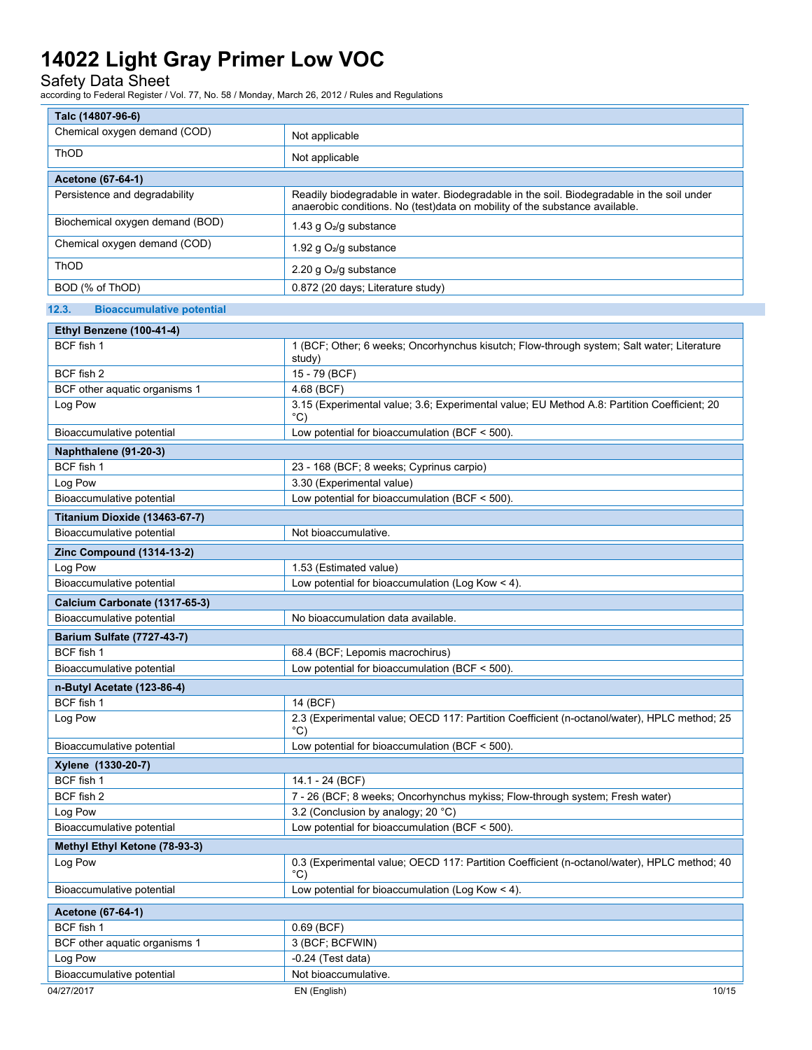| Talc (14807-96-6) | |
|---|---|
| Chemical oxygen demand (COD) | Not applicable |
| ThOD | Not applicable |

| Acetone (67-64-1) | |
|---|---|
| Persistence and degradability | Readily biodegradable in water. Biodegradable in the soil. Biodegradable in the soil under anaerobic conditions. No (test)data on mobility of the substance available. |
| Biochemical oxygen demand (BOD) | 1.43 g $O_2$/g substance |
| Chemical oxygen demand (COD) | 1.92 g $O_2$/g substance |
| ThOD | 2.20 g $O_2$/g substance |
| BOD (% of ThOD) | 0.872 (20 days; Literature study) |

### 12.3. Bioaccumulative potential

| Ethyl Benzene (100-41-4) | |
|---|---|
| BCF fish 1 | 1 (BCF; Other; 6 weeks; Oncorhynchus kisutch; Flow-through system; Salt water; Literature study) |
| BCF fish 2 | 15 - 79 (BCF) |
| BCF other aquatic organisms 1 | 4.68 (BCF) |
| Log Pow | 3.15 (Experimental value; 3.6; Experimental value; EU Method A.8: Partition Coefficient; 20 °C) |
| Bioaccumulative potential | Low potential for bioaccumulation (BCF < 500). |

| Naphthalene (91-20-3) | |
|---|---|
| BCF fish 1 | 23 - 168 (BCF; 8 weeks; Cyprinus carpio) |
| Log Pow | 3.30 (Experimental value) |
| Bioaccumulative potential | Low potential for bioaccumulation (BCF < 500). |

| Titanium Dioxide (13463-67-7) | |
|---|---|
| Bioaccumulative potential | Not bioaccumulative. |

| Zinc Compound (1314-13-2) | |
|---|---|
| Log Pow | 1.53 (Estimated value) |
| Bioaccumulative potential | Low potential for bioaccumulation (Log Kow < 4). |

| Calcium Carbonate (1317-65-3) | |
|---|---|
| Bioaccumulative potential | No bioaccumulation data available. |

| Barium Sulfate (7727-43-7) | |
|---|---|
| BCF fish 1 | 68.4 (BCF; Lepomis macrochirus) |
| Bioaccumulative potential | Low potential for bioaccumulation (BCF < 500). |

| n-Butyl Acetate (123-86-4) | |
|---|---|
| BCF fish 1 | 14 (BCF) |
| Log Pow | 2.3 (Experimental value; OECD 117: Partition Coefficient (n-octanol/water), HPLC method; 25 °C) |
| Bioaccumulative potential | Low potential for bioaccumulation (BCF < 500). |

| Xylene (1330-20-7) | |
|---|---|
| BCF fish 1 | 14.1 - 24 (BCF) |
| BCF fish 2 | 7 - 26 (BCF; 8 weeks; Oncorhynchus mykiss; Flow-through system; Fresh water) |
| Log Pow | 3.2 (Conclusion by analogy; 20 °C) |
| Bioaccumulative potential | Low potential for bioaccumulation (BCF < 500). |

| Methyl Ethyl Ketone (78-93-3) | |
|---|---|
| Log Pow | 0.3 (Experimental value; OECD 117: Partition Coefficient (n-octanol/water), HPLC method; 40 °C) |
| Bioaccumulative potential | Low potential for bioaccumulation (Log Kow < 4). |

| Acetone (67-64-1) | |
|---|---|
| BCF fish 1 | 0.69 (BCF) |
| BCF other aquatic organisms 1 | 3 (BCF; BCFWIN) |
| Log Pow | -0.24 (Test data) |
| Bioaccumulative potential | Not bioaccumulative. |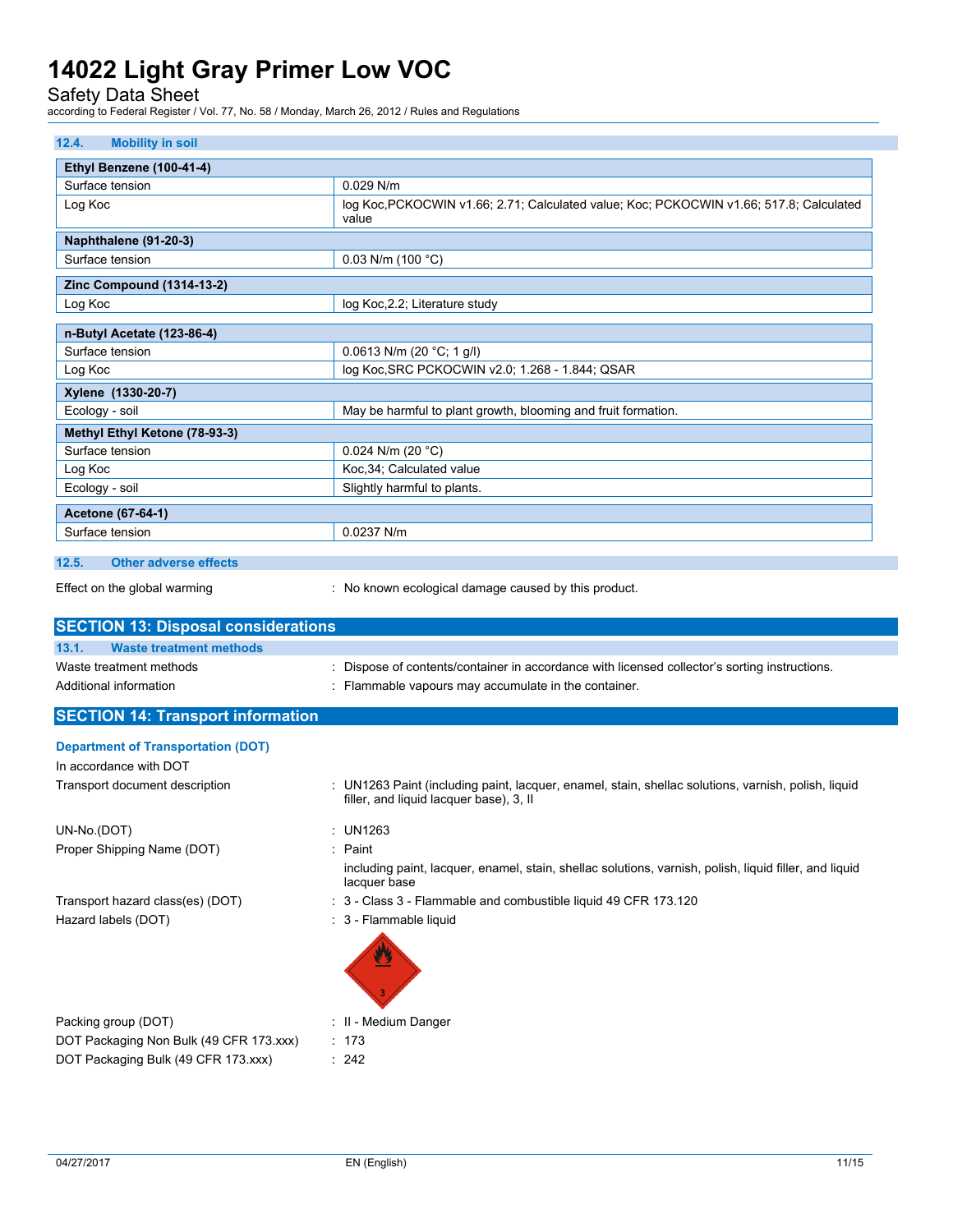### 12.4. Mobility in soil

| Ethyl Benzene (100-41-4) | |
|---|---|
| Surface tension | 0.029 N/m |
| Log Koc | log Koc,PCKOCWIN v1.66; 2.71; Calculated value; Koc; PCKOCWIN v1.66; 517.8; Calculated value |
| **Naphthalene (91-20-3)** | |
| Surface tension | 0.03 N/m (100 °C) |
| **Zinc Compound (1314-13-2)** | |
| Log Koc | log Koc,2.2; Literature study |
| **n-Butyl Acetate (123-86-4)** | |
| Surface tension | 0.0613 N/m (20 °C; 1 g/l) |
| Log Koc | log Koc,SRC PCKOCWIN v2.0; 1.268 - 1.844; QSAR |
| **Xylene (1330-20-7)** | |
| Ecology - soil | May be harmful to plant growth, blooming and fruit formation. |
| **Methyl Ethyl Ketone (78-93-3)** | |
| Surface tension | 0.024 N/m (20 °C) |
| Log Koc | Koc,34; Calculated value |
| Ecology - soil | Slightly harmful to plants. |
| **Acetone (67-64-1)** | |
| Surface tension | 0.0237 N/m |

### 12.5. Other adverse effects

Effect on the global warming : No known ecological damage caused by this product.

## SECTION 13: Disposal considerations

### 13.1. Waste treatment methods

Waste treatment methods : Dispose of contents/container in accordance with licensed collector's sorting instructions.

Additional information : Flammable vapours may accumulate in the container.

## SECTION 14: Transport information

### Department of Transportation (DOT)

In accordance with DOT

Transport document description : UN1263 Paint (including paint, lacquer, enamel, stain, shellac solutions, varnish, polish, liquid filler, and liquid lacquer base), 3, II

UN-No.(DOT) : UN1263

Proper Shipping Name (DOT) : Paint

including paint, lacquer, enamel, stain, shellac solutions, varnish, polish, liquid filler, and liquid lacquer base

Transport hazard class(es) (DOT) : 3 - Class 3 - Flammable and combustible liquid 49 CFR 173.120

Hazard labels (DOT) : 3 - Flammable liquid

Packing group (DOT) : II - Medium Danger

DOT Packaging Non Bulk (49 CFR 173.xxx) : 173

DOT Packaging Bulk (49 CFR 173.xxx) : 242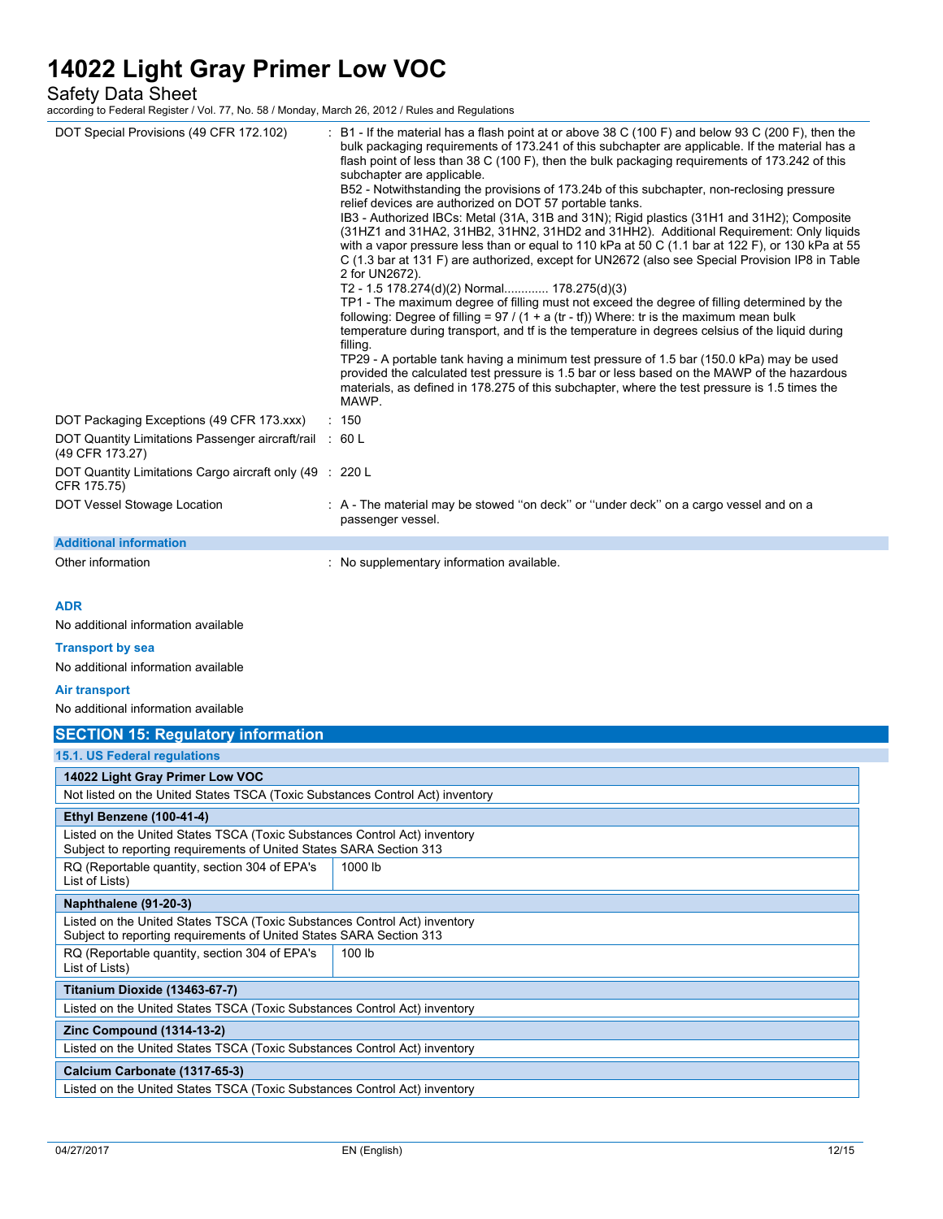| | |
|---|---|
| DOT Special Provisions (49 CFR 172.102) | : B1 - If the material has a flash point at or above 38 C (100 F) and below 93 C (200 F), then the bulk packaging requirements of 173.241 of this subchapter are applicable. If the material has a flash point of less than 38 C (100 F), then the bulk packaging requirements of 173.242 of this subchapter are applicable.<br>B52 - Notwithstanding the provisions of 173.24b of this subchapter, non-reclosing pressure relief devices are authorized on DOT 57 portable tanks.<br>IB3 - Authorized IBCs: Metal (31A, 31B and 31N); Rigid plastics (31H1 and 31H2); Composite (31HZ1 and 31HA2, 31HB2, 31HN2, 31HD2 and 31HH2). Additional Requirement: Only liquids with a vapor pressure less than or equal to 110 kPa at 50 C (1.1 bar at 122 F), or 130 kPa at 55 C (1.3 bar at 131 F) are authorized, except for UN2672 (also see Special Provision IP8 in Table 2 for UN2672).<br>T2 - 1.5 178.274(d)(2) Normal............ 178.275(d)(3)<br>TP1 - The maximum degree of filling must not exceed the degree of filling determined by the following: Degree of filling = 97 / (1 + a (tr - tf)) Where: tr is the maximum mean bulk temperature during transport, and tf is the temperature in degrees celsius of the liquid during filling.<br>TP29 - A portable tank having a minimum test pressure of 1.5 bar (150.0 kPa) may be used provided the calculated test pressure is 1.5 bar or less based on the MAWP of the hazardous materials, as defined in 178.275 of this subchapter, where the test pressure is 1.5 times the MAWP. |
| DOT Packaging Exceptions (49 CFR 173.xxx) | : 150 |
| DOT Quantity Limitations Passenger aircraft/rail (49 CFR 173.27) | : 60 L |
| DOT Quantity Limitations Cargo aircraft only (49 CFR 175.75) | : 220 L |
| DOT Vessel Stowage Location | : A - The material may be stowed ''on deck'' or ''under deck'' on a cargo vessel and on a passenger vessel. |

**Additional information**

Other information : No supplementary information available.

**ADR**

No additional information available

**Transport by sea**

No additional information available

**Air transport**

No additional information available

## SECTION 15: Regulatory information

### 15.1. US Federal regulations

| **14022 Light Gray Primer Low VOC** | |
|---|---|
| Not listed on the United States TSCA (Toxic Substances Control Act) inventory | |
| **Ethyl Benzene (100-41-4)** | |
| Listed on the United States TSCA (Toxic Substances Control Act) inventory<br>Subject to reporting requirements of United States SARA Section 313 | |
| RQ (Reportable quantity, section 304 of EPA's List of Lists) | 1000 lb |
| **Naphthalene (91-20-3)** | |
| Listed on the United States TSCA (Toxic Substances Control Act) inventory<br>Subject to reporting requirements of United States SARA Section 313 | |
| RQ (Reportable quantity, section 304 of EPA's List of Lists) | 100 lb |
| **Titanium Dioxide (13463-67-7)** | |
| Listed on the United States TSCA (Toxic Substances Control Act) inventory | |
| **Zinc Compound (1314-13-2)** | |
| Listed on the United States TSCA (Toxic Substances Control Act) inventory | |
| **Calcium Carbonate (1317-65-3)** | |
| Listed on the United States TSCA (Toxic Substances Control Act) inventory | |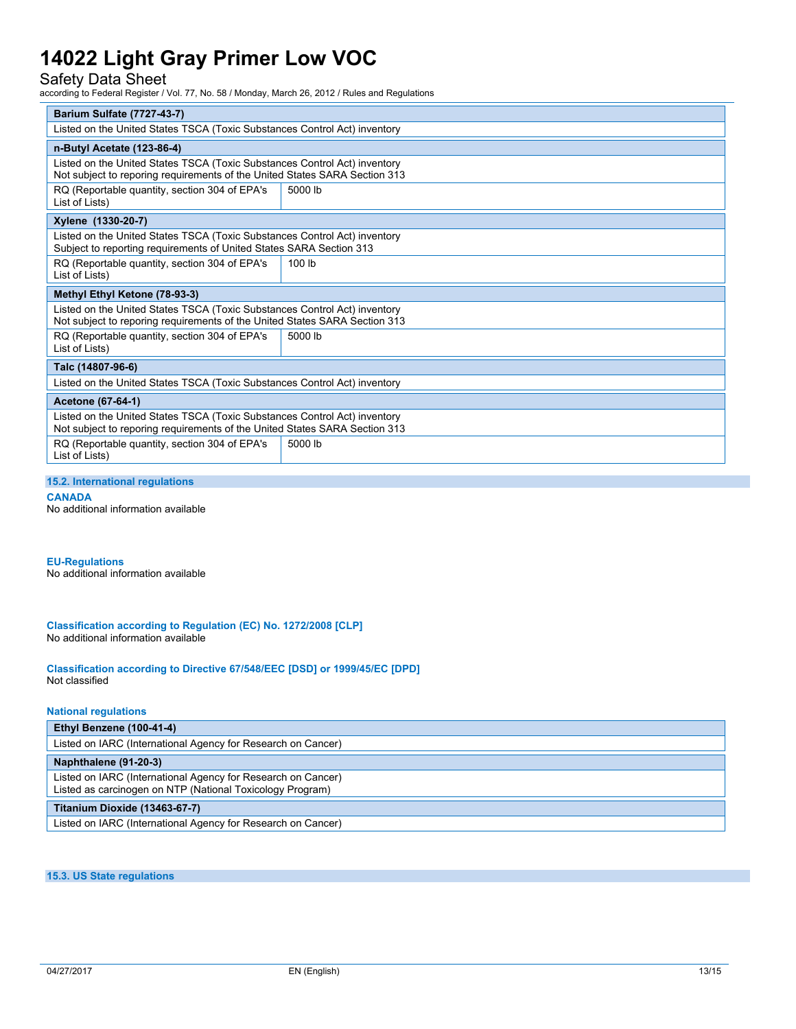| Barium Sulfate (7727-43-7) | |
|---|---|
| Listed on the United States TSCA (Toxic Substances Control Act) inventory | |

| n-Butyl Acetate (123-86-4) | |
|---|---|
| Listed on the United States TSCA (Toxic Substances Control Act) inventory<br>Not subject to reporing requirements of the United States SARA Section 313 | |
| RQ (Reportable quantity, section 304 of EPA's List of Lists) | 5000 lb |

| Xylene (1330-20-7) | |
|---|---|
| Listed on the United States TSCA (Toxic Substances Control Act) inventory<br>Subject to reporting requirements of United States SARA Section 313 | |
| RQ (Reportable quantity, section 304 of EPA's List of Lists) | 100 lb |

| Methyl Ethyl Ketone (78-93-3) | |
|---|---|
| Listed on the United States TSCA (Toxic Substances Control Act) inventory<br>Not subject to reporing requirements of the United States SARA Section 313 | |
| RQ (Reportable quantity, section 304 of EPA's List of Lists) | 5000 lb |

| Talc (14807-96-6) | |
|---|---|
| Listed on the United States TSCA (Toxic Substances Control Act) inventory | |

| Acetone (67-64-1) | |
|---|---|
| Listed on the United States TSCA (Toxic Substances Control Act) inventory<br>Not subject to reporing requirements of the United States SARA Section 313 | |
| RQ (Reportable quantity, section 304 of EPA's List of Lists) | 5000 lb |

### 15.2. International regulations

**CANADA**

No additional information available

**EU-Regulations**

No additional information available

**Classification according to Regulation (EC) No. 1272/2008 [CLP]**

No additional information available

**Classification according to Directive 67/548/EEC [DSD] or 1999/45/EC [DPD]**

Not classified

**National regulations**

| Ethyl Benzene (100-41-4) |
|---|
| Listed on IARC (International Agency for Research on Cancer) |

| Naphthalene (91-20-3) |
|---|
| Listed on IARC (International Agency for Research on Cancer)<br>Listed as carcinogen on NTP (National Toxicology Program) |

| Titanium Dioxide (13463-67-7) |
|---|
| Listed on IARC (International Agency for Research on Cancer) |

### 15.3. US State regulations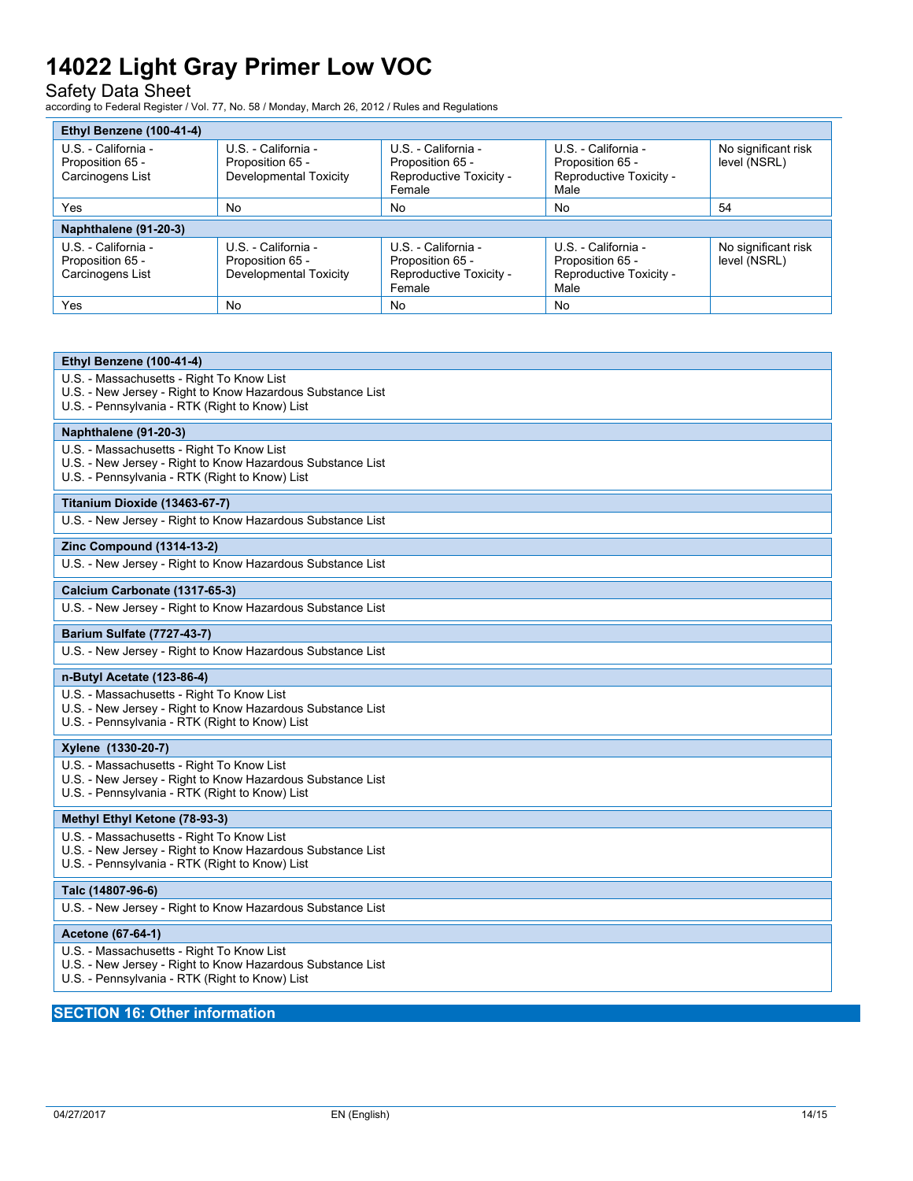| Ethyl Benzene (100-41-4) | | | | |
|---|---|---|---|---|
| U.S. - California - Proposition 65 - Carcinogens List | U.S. - California - Proposition 65 - Developmental Toxicity | U.S. - California - Proposition 65 - Reproductive Toxicity - Female | U.S. - California - Proposition 65 - Reproductive Toxicity - Male | No significant risk level (NSRL) |
| Yes | No | No | No | 54 |
| **Naphthalene (91-20-3)** | | | | |
| U.S. - California - Proposition 65 - Carcinogens List | U.S. - California - Proposition 65 - Developmental Toxicity | U.S. - California - Proposition 65 - Reproductive Toxicity - Female | U.S. - California - Proposition 65 - Reproductive Toxicity - Male | No significant risk level (NSRL) |
| Yes | No | No | No | |

| Ethyl Benzene (100-41-4) |
|---|
| U.S. - Massachusetts - Right To Know List<br>U.S. - New Jersey - Right to Know Hazardous Substance List<br>U.S. - Pennsylvania - RTK (Right to Know) List |
| **Naphthalene (91-20-3)** |
| U.S. - Massachusetts - Right To Know List<br>U.S. - New Jersey - Right to Know Hazardous Substance List<br>U.S. - Pennsylvania - RTK (Right to Know) List |
| **Titanium Dioxide (13463-67-7)** |
| U.S. - New Jersey - Right to Know Hazardous Substance List |
| **Zinc Compound (1314-13-2)** |
| U.S. - New Jersey - Right to Know Hazardous Substance List |
| **Calcium Carbonate (1317-65-3)** |
| U.S. - New Jersey - Right to Know Hazardous Substance List |
| **Barium Sulfate (7727-43-7)** |
| U.S. - New Jersey - Right to Know Hazardous Substance List |
| **n-Butyl Acetate (123-86-4)** |
| U.S. - Massachusetts - Right To Know List<br>U.S. - New Jersey - Right to Know Hazardous Substance List<br>U.S. - Pennsylvania - RTK (Right to Know) List |
| **Xylene (1330-20-7)** |
| U.S. - Massachusetts - Right To Know List<br>U.S. - New Jersey - Right to Know Hazardous Substance List<br>U.S. - Pennsylvania - RTK (Right to Know) List |
| **Methyl Ethyl Ketone (78-93-3)** |
| U.S. - Massachusetts - Right To Know List<br>U.S. - New Jersey - Right to Know Hazardous Substance List<br>U.S. - Pennsylvania - RTK (Right to Know) List |
| **Talc (14807-96-6)** |
| U.S. - New Jersey - Right to Know Hazardous Substance List |
| **Acetone (67-64-1)** |
| U.S. - Massachusetts - Right To Know List<br>U.S. - New Jersey - Right to Know Hazardous Substance List<br>U.S. - Pennsylvania - RTK (Right to Know) List |

## SECTION 16: Other information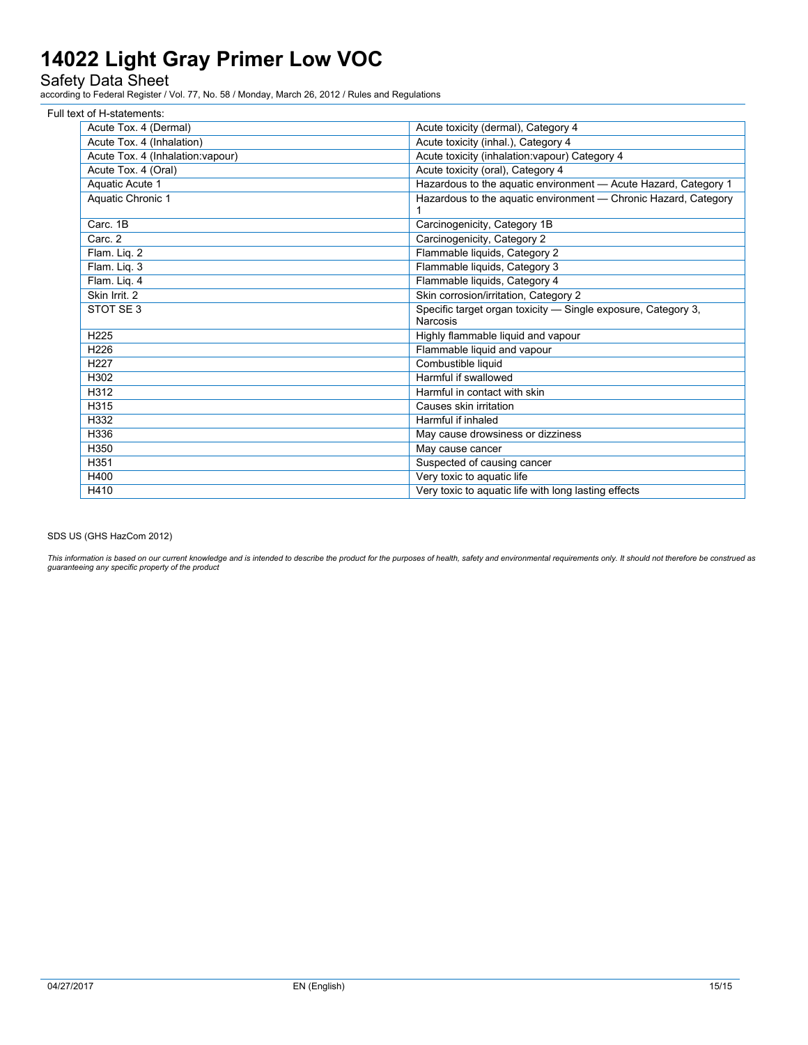Full text of H-statements:

| | |
|---|---|
| Acute Tox. 4 (Dermal) | Acute toxicity (dermal), Category 4 |
| Acute Tox. 4 (Inhalation) | Acute toxicity (inhal.), Category 4 |
| Acute Tox. 4 (Inhalation:vapour) | Acute toxicity (inhalation:vapour) Category 4 |
| Acute Tox. 4 (Oral) | Acute toxicity (oral), Category 4 |
| Aquatic Acute 1 | Hazardous to the aquatic environment — Acute Hazard, Category 1 |
| Aquatic Chronic 1 | Hazardous to the aquatic environment — Chronic Hazard, Category 1 |
| Carc. 1B | Carcinogenicity, Category 1B |
| Carc. 2 | Carcinogenicity, Category 2 |
| Flam. Liq. 2 | Flammable liquids, Category 2 |
| Flam. Liq. 3 | Flammable liquids, Category 3 |
| Flam. Liq. 4 | Flammable liquids, Category 4 |
| Skin Irrit. 2 | Skin corrosion/irritation, Category 2 |
| STOT SE 3 | Specific target organ toxicity — Single exposure, Category 3, Narcosis |
| H225 | Highly flammable liquid and vapour |
| H226 | Flammable liquid and vapour |
| H227 | Combustible liquid |
| H302 | Harmful if swallowed |
| H312 | Harmful in contact with skin |
| H315 | Causes skin irritation |
| H332 | Harmful if inhaled |
| H336 | May cause drowsiness or dizziness |
| H350 | May cause cancer |
| H351 | Suspected of causing cancer |
| H400 | Very toxic to aquatic life |
| H410 | Very toxic to aquatic life with long lasting effects |

SDS US (GHS HazCom 2012)

*This information is based on our current knowledge and is intended to describe the product for the purposes of health, safety and environmental requirements only. It should not therefore be construed as guaranteeing any specific property of the product*